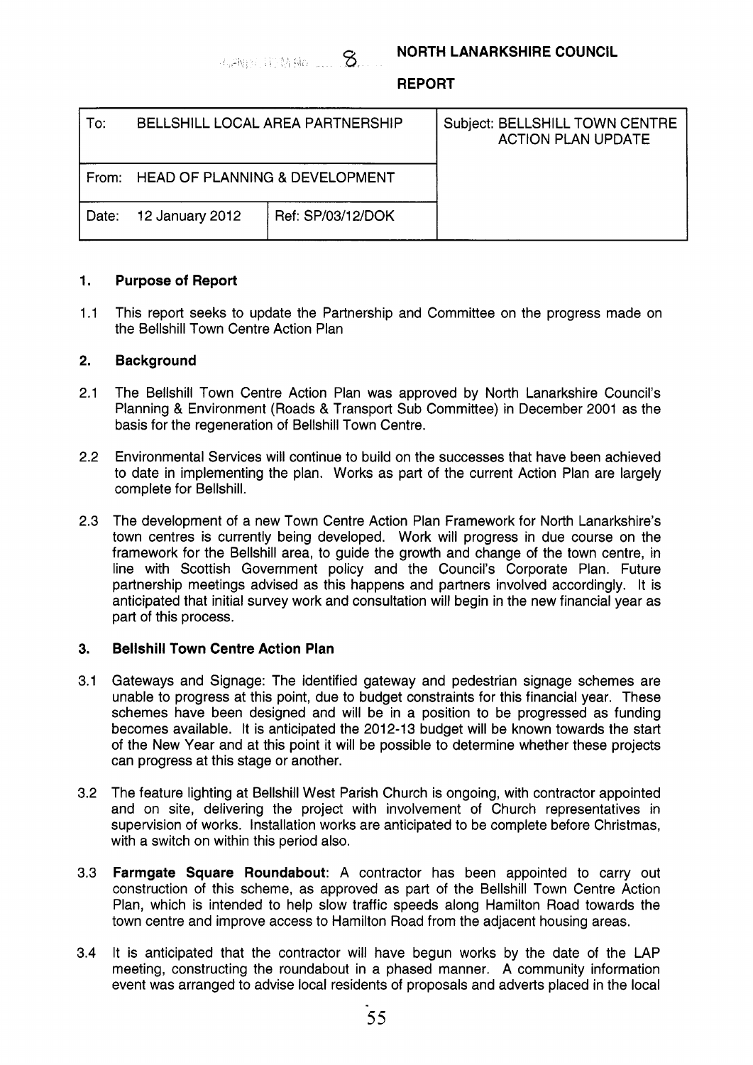AGENDA ITEM No. 8

**NORTH LANARKSHIRE COUNCIL**

**REPORT**

| To: BELLSHILL LOCAL AREA PARTNERSHIP | | Subject: BELLSHILL TOWN CENTRE ACTION PLAN UPDATE |
|---|---|---|
| From: HEAD OF PLANNING & DEVELOPMENT | | |
| Date: 12 January 2012 | Ref: SP/03/12/DOK | |

## 1. Purpose of Report

1.1 This report seeks to update the Partnership and Committee on the progress made on the Bellshill Town Centre Action Plan

## 2. Background

2.1 The Bellshill Town Centre Action Plan was approved by North Lanarkshire Council's Planning & Environment (Roads & Transport Sub Committee) in December 2001 as the basis for the regeneration of Bellshill Town Centre.

2.2 Environmental Services will continue to build on the successes that have been achieved to date in implementing the plan. Works as part of the current Action Plan are largely complete for Bellshill.

2.3 The development of a new Town Centre Action Plan Framework for North Lanarkshire's town centres is currently being developed. Work will progress in due course on the framework for the Bellshill area, to guide the growth and change of the town centre, in line with Scottish Government policy and the Council's Corporate Plan. Future partnership meetings advised as this happens and partners involved accordingly. It is anticipated that initial survey work and consultation will begin in the new financial year as part of this process.

## 3. Bellshill Town Centre Action Plan

3.1 Gateways and Signage: The identified gateway and pedestrian signage schemes are unable to progress at this point, due to budget constraints for this financial year. These schemes have been designed and will be in a position to be progressed as funding becomes available. It is anticipated the 2012-13 budget will be known towards the start of the New Year and at this point it will be possible to determine whether these projects can progress at this stage or another.

3.2 The feature lighting at Bellshill West Parish Church is ongoing, with contractor appointed and on site, delivering the project with involvement of Church representatives in supervision of works. Installation works are anticipated to be complete before Christmas, with a switch on within this period also.

3.3 **Farmgate Square Roundabout**: A contractor has been appointed to carry out construction of this scheme, as approved as part of the Bellshill Town Centre Action Plan, which is intended to help slow traffic speeds along Hamilton Road towards the town centre and improve access to Hamilton Road from the adjacent housing areas.

3.4 It is anticipated that the contractor will have begun works by the date of the LAP meeting, constructing the roundabout in a phased manner. A community information event was arranged to advise local residents of proposals and adverts placed in the local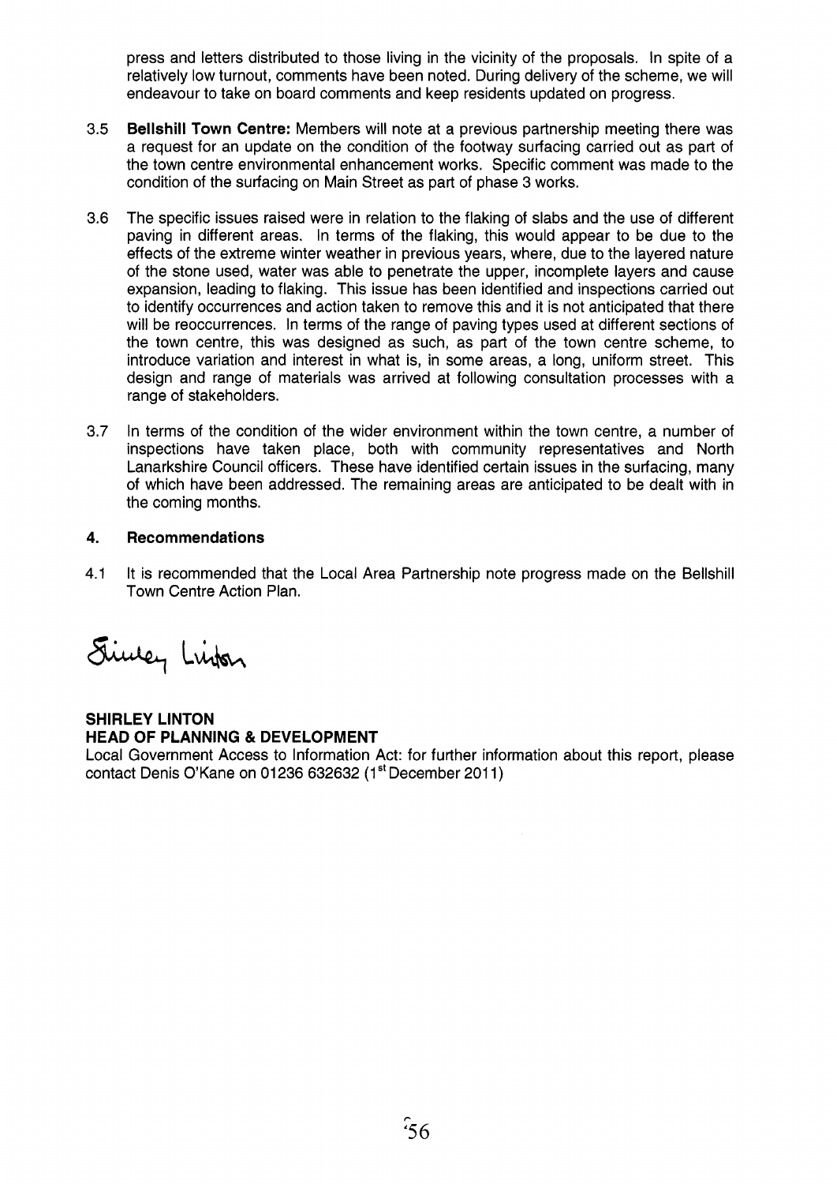press and letters distributed to those living in the vicinity of the proposals. In spite of a relatively low turnout, comments have been noted. During delivery of the scheme, we will endeavour to take on board comments and keep residents updated on progress.

3.5 **Bellshill Town Centre:** Members will note at a previous partnership meeting there was a request for an update on the condition of the footway surfacing carried out as part of the town centre environmental enhancement works. Specific comment was made to the condition of the surfacing on Main Street as part of phase 3 works.

3.6 The specific issues raised were in relation to the flaking of slabs and the use of different paving in different areas. In terms of the flaking, this would appear to be due to the effects of the extreme winter weather in previous years, where, due to the layered nature of the stone used, water was able to penetrate the upper, incomplete layers and cause expansion, leading to flaking. This issue has been identified and inspections carried out to identify occurrences and action taken to remove this and it is not anticipated that there will be reoccurrences. In terms of the range of paving types used at different sections of the town centre, this was designed as such, as part of the town centre scheme, to introduce variation and interest in what is, in some areas, a long, uniform street. This design and range of materials was arrived at following consultation processes with a range of stakeholders.

3.7 In terms of the condition of the wider environment within the town centre, a number of inspections have taken place, both with community representatives and North Lanarkshire Council officers. These have identified certain issues in the surfacing, many of which have been addressed. The remaining areas are anticipated to be dealt with in the coming months.

## 4. Recommendations

4.1 It is recommended that the Local Area Partnership note progress made on the Bellshill Town Centre Action Plan.

Shirley Linton

**SHIRLEY LINTON**
**HEAD OF PLANNING & DEVELOPMENT**
Local Government Access to Information Act: for further information about this report, please contact Denis O'Kane on 01236 632632 (1st December 2011)